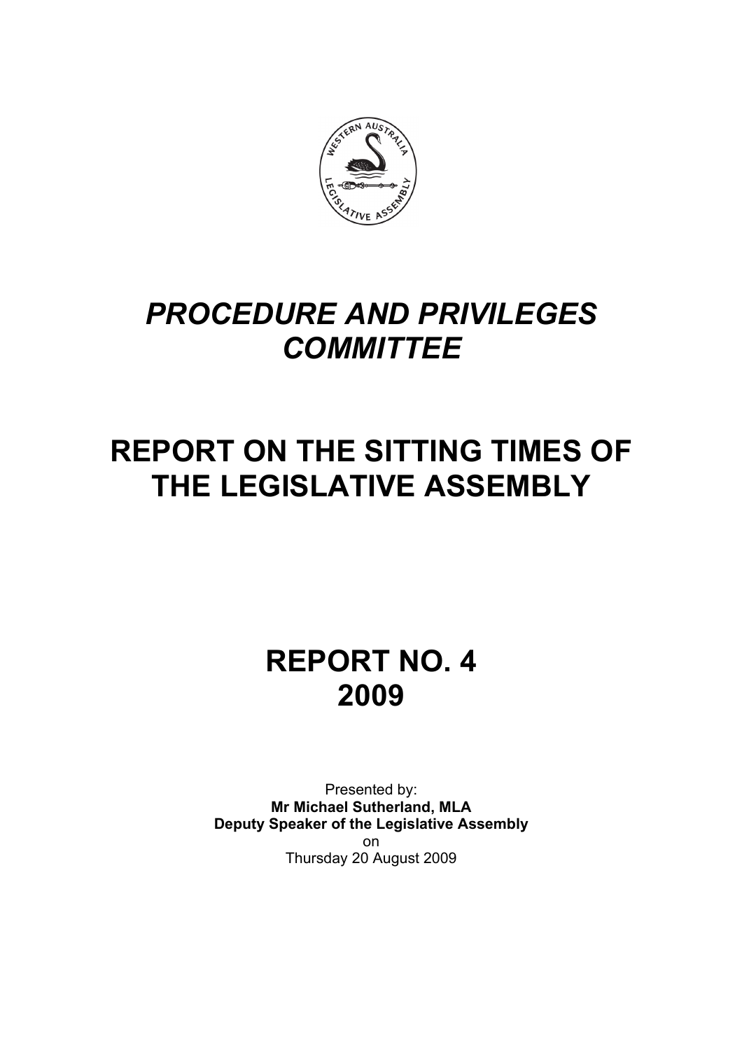# *PROCEDURE AND PRIVILEGES COMMITTEE*

# REPORT ON THE SITTING TIMES OF THE LEGISLATIVE ASSEMBLY

# REPORT NO. 4
# 2009

Presented by:
**Mr Michael Sutherland, MLA**
**Deputy Speaker of the Legislative Assembly**
on
Thursday 20 August 2009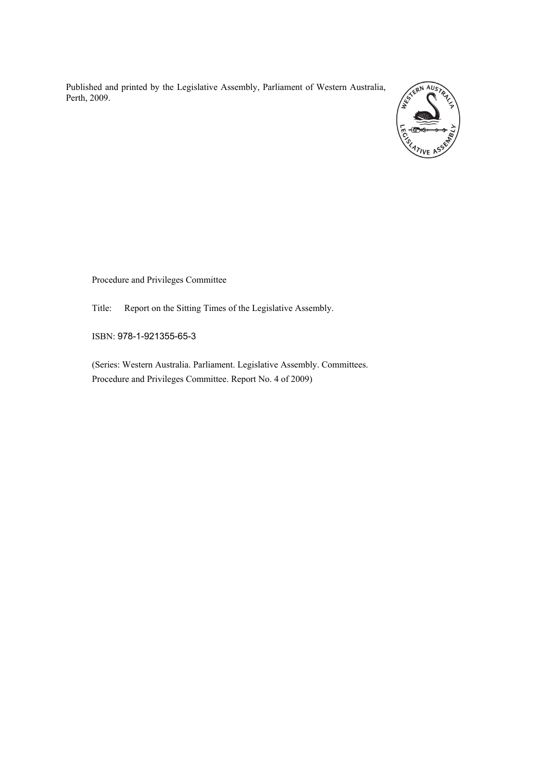Published and printed by the Legislative Assembly, Parliament of Western Australia, Perth, 2009.

Procedure and Privileges Committee

Title: Report on the Sitting Times of the Legislative Assembly.

ISBN: 978-1-921355-65-3

(Series: Western Australia. Parliament. Legislative Assembly. Committees. Procedure and Privileges Committee. Report No. 4 of 2009)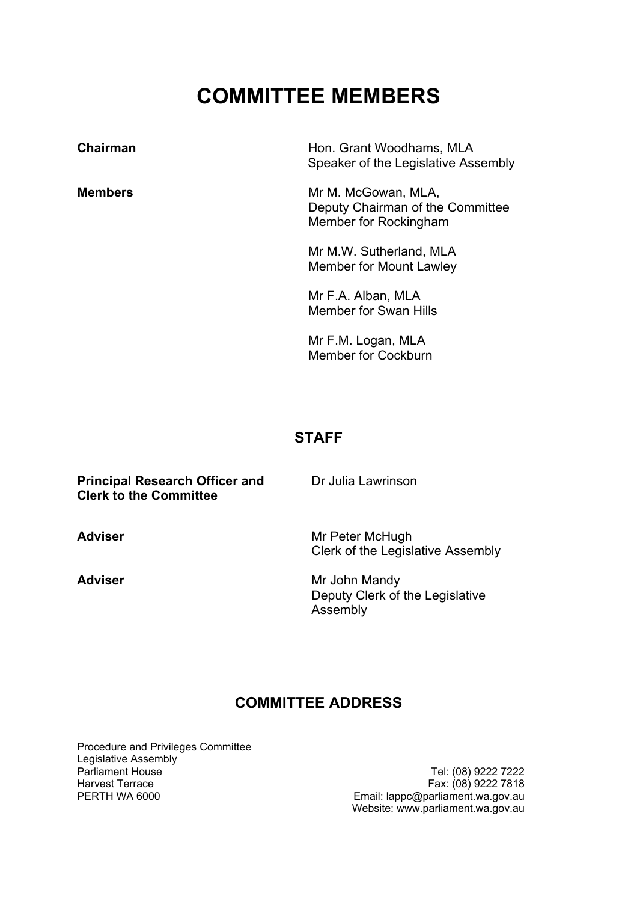# COMMITTEE MEMBERS

**Chairman**

Hon. Grant Woodhams, MLA
Speaker of the Legislative Assembly

**Members**

Mr M. McGowan, MLA,
Deputy Chairman of the Committee
Member for Rockingham

Mr M.W. Sutherland, MLA
Member for Mount Lawley

Mr F.A. Alban, MLA
Member for Swan Hills

Mr F.M. Logan, MLA
Member for Cockburn

## STAFF

**Principal Research Officer and Clerk to the Committee**

Dr Julia Lawrinson

**Adviser**

Mr Peter McHugh
Clerk of the Legislative Assembly

**Adviser**

Mr John Mandy
Deputy Clerk of the Legislative Assembly

## COMMITTEE ADDRESS

Procedure and Privileges Committee
Legislative Assembly
Parliament House
Harvest Terrace
PERTH WA 6000

Tel: (08) 9222 7222
Fax: (08) 9222 7818
Email: lappc@parliament.wa.gov.au
Website: www.parliament.wa.gov.au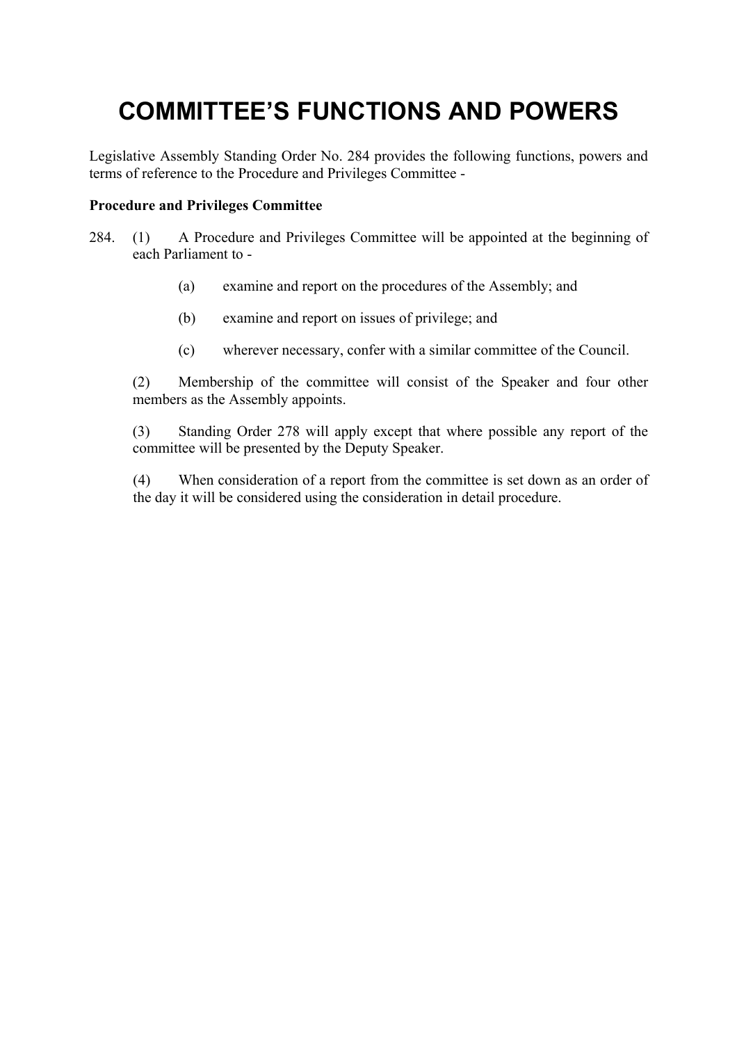# COMMITTEE'S FUNCTIONS AND POWERS

Legislative Assembly Standing Order No. 284 provides the following functions, powers and terms of reference to the Procedure and Privileges Committee -

**Procedure and Privileges Committee**

284. (1) A Procedure and Privileges Committee will be appointed at the beginning of each Parliament to -

   (a) examine and report on the procedures of the Assembly; and

   (b) examine and report on issues of privilege; and

   (c) wherever necessary, confer with a similar committee of the Council.

   (2) Membership of the committee will consist of the Speaker and four other members as the Assembly appoints.

   (3) Standing Order 278 will apply except that where possible any report of the committee will be presented by the Deputy Speaker.

   (4) When consideration of a report from the committee is set down as an order of the day it will be considered using the consideration in detail procedure.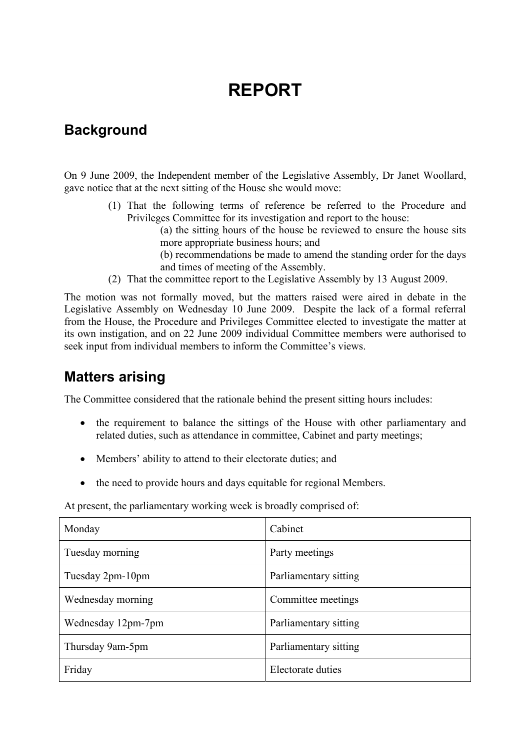# REPORT

## Background

On 9 June 2009, the Independent member of the Legislative Assembly, Dr Janet Woollard, gave notice that at the next sitting of the House she would move:

(1) That the following terms of reference be referred to the Procedure and Privileges Committee for its investigation and report to the house:

   (a) the sitting hours of the house be reviewed to ensure the house sits more appropriate business hours; and

   (b) recommendations be made to amend the standing order for the days and times of meeting of the Assembly.

(2) That the committee report to the Legislative Assembly by 13 August 2009.

The motion was not formally moved, but the matters raised were aired in debate in the Legislative Assembly on Wednesday 10 June 2009. Despite the lack of a formal referral from the House, the Procedure and Privileges Committee elected to investigate the matter at its own instigation, and on 22 June 2009 individual Committee members were authorised to seek input from individual members to inform the Committee's views.

## Matters arising

The Committee considered that the rationale behind the present sitting hours includes:

- the requirement to balance the sittings of the House with other parliamentary and related duties, such as attendance in committee, Cabinet and party meetings;
- Members' ability to attend to their electorate duties; and
- the need to provide hours and days equitable for regional Members.

At present, the parliamentary working week is broadly comprised of:

| | |
|---|---|
| Monday | Cabinet |
| Tuesday morning | Party meetings |
| Tuesday 2pm-10pm | Parliamentary sitting |
| Wednesday morning | Committee meetings |
| Wednesday 12pm-7pm | Parliamentary sitting |
| Thursday 9am-5pm | Parliamentary sitting |
| Friday | Electorate duties |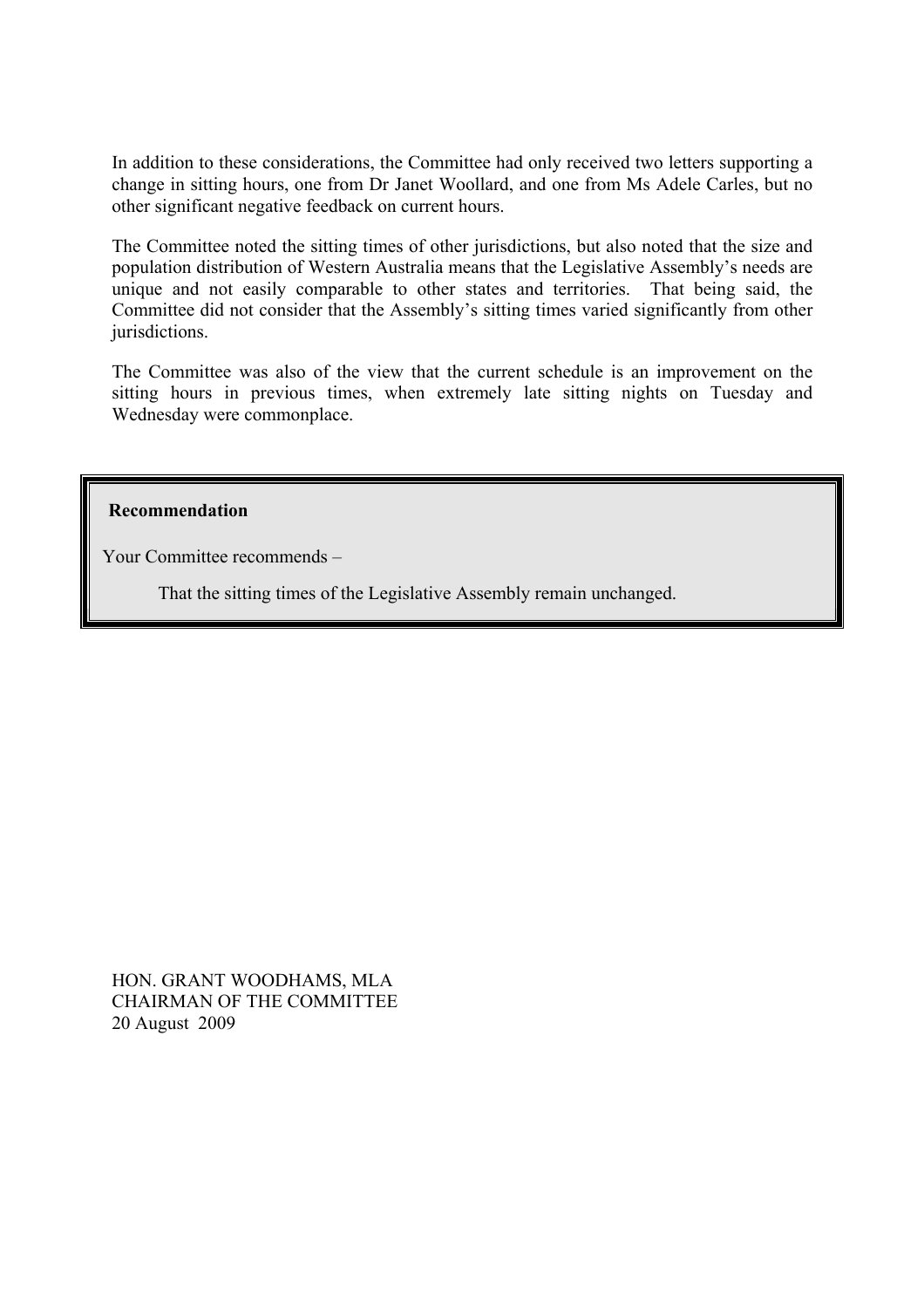In addition to these considerations, the Committee had only received two letters supporting a change in sitting hours, one from Dr Janet Woollard, and one from Ms Adele Carles, but no other significant negative feedback on current hours.

The Committee noted the sitting times of other jurisdictions, but also noted that the size and population distribution of Western Australia means that the Legislative Assembly's needs are unique and not easily comparable to other states and territories. That being said, the Committee did not consider that the Assembly's sitting times varied significantly from other jurisdictions.

The Committee was also of the view that the current schedule is an improvement on the sitting hours in previous times, when extremely late sitting nights on Tuesday and Wednesday were commonplace.

**Recommendation**

Your Committee recommends –

That the sitting times of the Legislative Assembly remain unchanged.

HON. GRANT WOODHAMS, MLA
CHAIRMAN OF THE COMMITTEE
20 August 2009